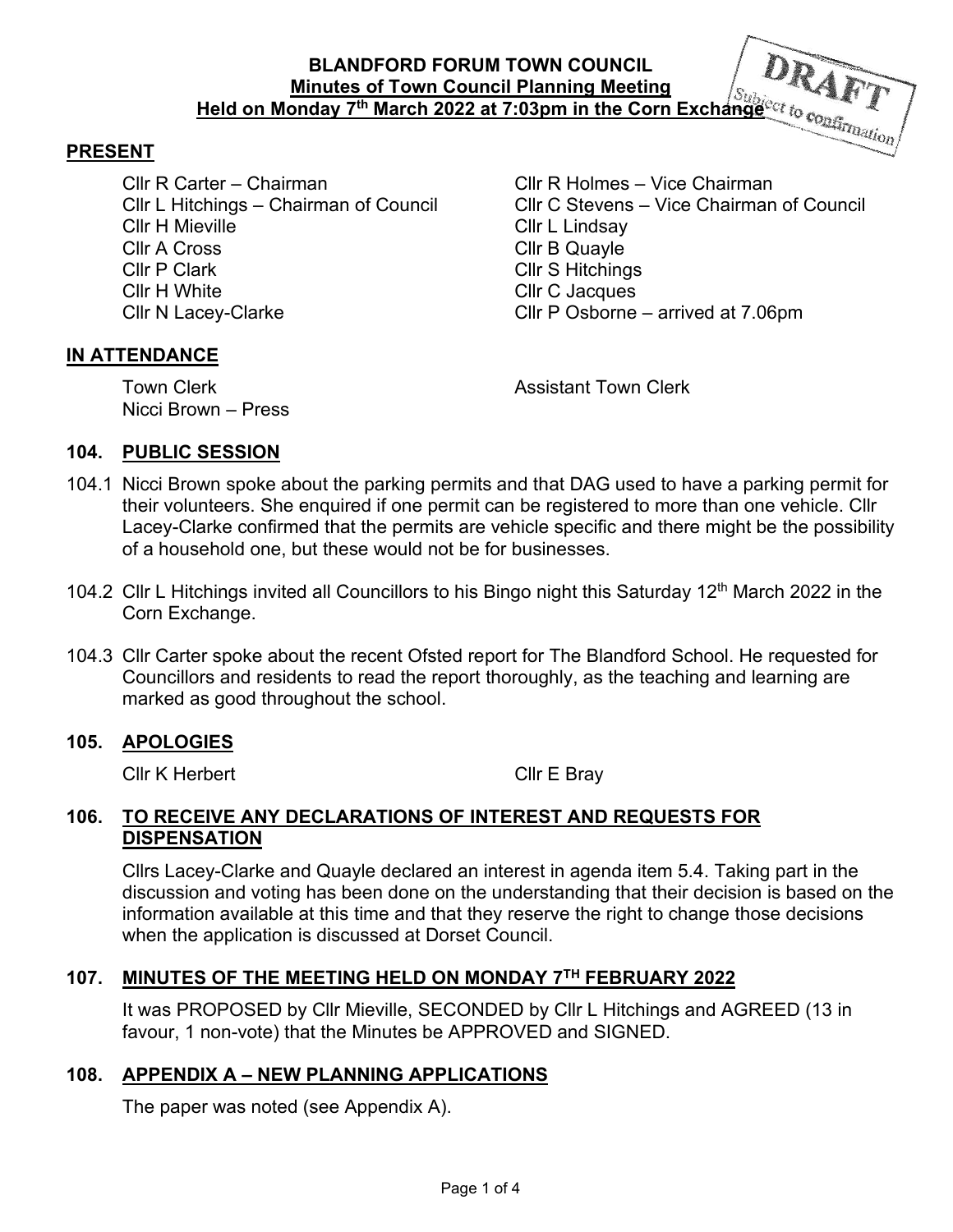# BLANDFORD FORUM TOWN COUNCIL

## Minutes of Town Council Planning Meeting

## Held on Monday 7th March 2022 at 7:03pm in the Corn Exchange

DRAFT
Subject to confirmation

## PRESENT

Cllr R Carter – Chairman
Cllr R Holmes – Vice Chairman
Cllr L Hitchings – Chairman of Council
Cllr C Stevens – Vice Chairman of Council
Cllr H Mieville
Cllr L Lindsay
Cllr A Cross
Cllr B Quayle
Cllr P Clark
Cllr S Hitchings
Cllr H White
Cllr C Jacques
Cllr N Lacey-Clarke
Cllr P Osborne – arrived at 7.06pm

## IN ATTENDANCE

Town Clerk
Assistant Town Clerk
Nicci Brown – Press

## 104. PUBLIC SESSION

104.1 Nicci Brown spoke about the parking permits and that DAG used to have a parking permit for their volunteers. She enquired if one permit can be registered to more than one vehicle. Cllr Lacey-Clarke confirmed that the permits are vehicle specific and there might be the possibility of a household one, but these would not be for businesses.

104.2 Cllr L Hitchings invited all Councillors to his Bingo night this Saturday 12th March 2022 in the Corn Exchange.

104.3 Cllr Carter spoke about the recent Ofsted report for The Blandford School. He requested for Councillors and residents to read the report thoroughly, as the teaching and learning are marked as good throughout the school.

## 105. APOLOGIES

Cllr K Herbert
Cllr E Bray

## 106. TO RECEIVE ANY DECLARATIONS OF INTEREST AND REQUESTS FOR DISPENSATION

Cllrs Lacey-Clarke and Quayle declared an interest in agenda item 5.4. Taking part in the discussion and voting has been done on the understanding that their decision is based on the information available at this time and that they reserve the right to change those decisions when the application is discussed at Dorset Council.

## 107. MINUTES OF THE MEETING HELD ON MONDAY 7TH FEBRUARY 2022

It was PROPOSED by Cllr Mieville, SECONDED by Cllr L Hitchings and AGREED (13 in favour, 1 non-vote) that the Minutes be APPROVED and SIGNED.

## 108. APPENDIX A – NEW PLANNING APPLICATIONS

The paper was noted (see Appendix A).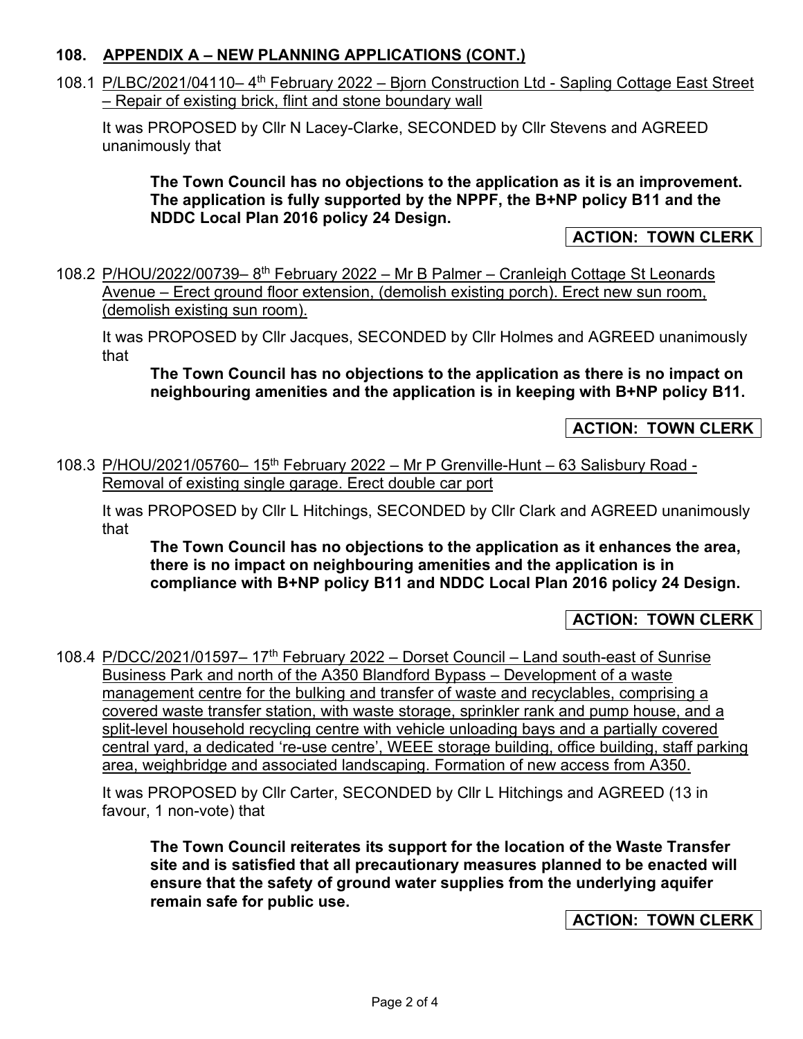## 108. APPENDIX A – NEW PLANNING APPLICATIONS (CONT.)

108.1 P/LBC/2021/04110– 4th February 2022 – Bjorn Construction Ltd - Sapling Cottage East Street – Repair of existing brick, flint and stone boundary wall

It was PROPOSED by Cllr N Lacey-Clarke, SECONDED by Cllr Stevens and AGREED unanimously that

> **The Town Council has no objections to the application as it is an improvement. The application is fully supported by the NPPF, the B+NP policy B11 and the NDDC Local Plan 2016 policy 24 Design.**

**ACTION: TOWN CLERK**

108.2 P/HOU/2022/00739– 8th February 2022 – Mr B Palmer – Cranleigh Cottage St Leonards Avenue – Erect ground floor extension, (demolish existing porch). Erect new sun room, (demolish existing sun room).

It was PROPOSED by Cllr Jacques, SECONDED by Cllr Holmes and AGREED unanimously that

> **The Town Council has no objections to the application as there is no impact on neighbouring amenities and the application is in keeping with B+NP policy B11.**

**ACTION: TOWN CLERK**

108.3 P/HOU/2021/05760– 15th February 2022 – Mr P Grenville-Hunt – 63 Salisbury Road - Removal of existing single garage. Erect double car port

It was PROPOSED by Cllr L Hitchings, SECONDED by Cllr Clark and AGREED unanimously that

> **The Town Council has no objections to the application as it enhances the area, there is no impact on neighbouring amenities and the application is in compliance with B+NP policy B11 and NDDC Local Plan 2016 policy 24 Design.**

**ACTION: TOWN CLERK**

108.4 P/DCC/2021/01597– 17th February 2022 – Dorset Council – Land south-east of Sunrise Business Park and north of the A350 Blandford Bypass – Development of a waste management centre for the bulking and transfer of waste and recyclables, comprising a covered waste transfer station, with waste storage, sprinkler rank and pump house, and a split-level household recycling centre with vehicle unloading bays and a partially covered central yard, a dedicated 're-use centre', WEEE storage building, office building, staff parking area, weighbridge and associated landscaping. Formation of new access from A350.

It was PROPOSED by Cllr Carter, SECONDED by Cllr L Hitchings and AGREED (13 in favour, 1 non-vote) that

> **The Town Council reiterates its support for the location of the Waste Transfer site and is satisfied that all precautionary measures planned to be enacted will ensure that the safety of ground water supplies from the underlying aquifer remain safe for public use.**

**ACTION: TOWN CLERK**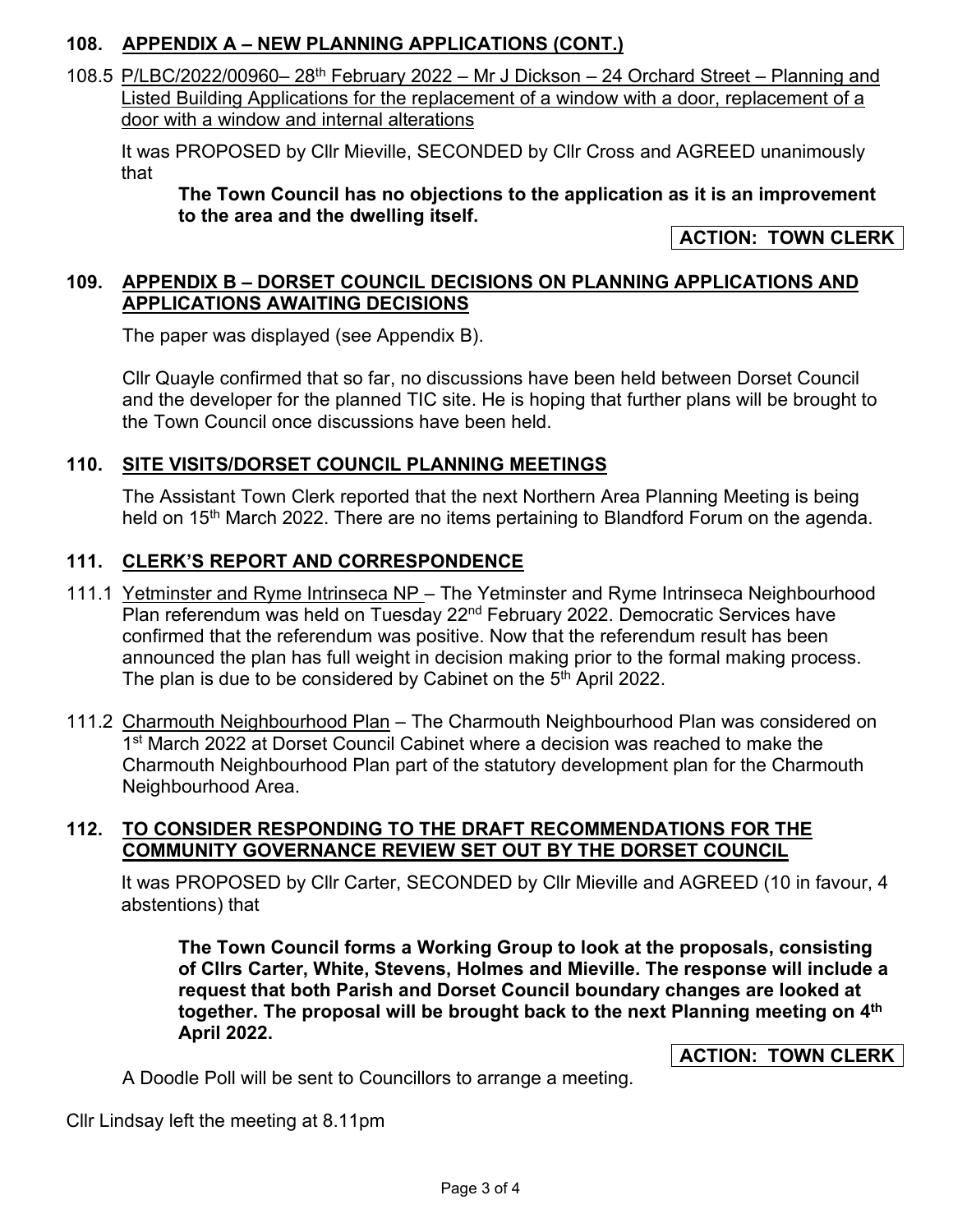## 108. APPENDIX A – NEW PLANNING APPLICATIONS (CONT.)

108.5 P/LBC/2022/00960– 28th February 2022 – Mr J Dickson – 24 Orchard Street – Planning and Listed Building Applications for the replacement of a window with a door, replacement of a door with a window and internal alterations

It was PROPOSED by Cllr Mieville, SECONDED by Cllr Cross and AGREED unanimously that

> **The Town Council has no objections to the application as it is an improvement to the area and the dwelling itself.**

**ACTION: TOWN CLERK**

## 109. APPENDIX B – DORSET COUNCIL DECISIONS ON PLANNING APPLICATIONS AND APPLICATIONS AWAITING DECISIONS

The paper was displayed (see Appendix B).

Cllr Quayle confirmed that so far, no discussions have been held between Dorset Council and the developer for the planned TIC site. He is hoping that further plans will be brought to the Town Council once discussions have been held.

## 110. SITE VISITS/DORSET COUNCIL PLANNING MEETINGS

The Assistant Town Clerk reported that the next Northern Area Planning Meeting is being held on 15th March 2022. There are no items pertaining to Blandford Forum on the agenda.

## 111. CLERK'S REPORT AND CORRESPONDENCE

111.1 Yetminster and Ryme Intrinseca NP – The Yetminster and Ryme Intrinseca Neighbourhood Plan referendum was held on Tuesday 22nd February 2022. Democratic Services have confirmed that the referendum was positive. Now that the referendum result has been announced the plan has full weight in decision making prior to the formal making process. The plan is due to be considered by Cabinet on the 5th April 2022.

111.2 Charmouth Neighbourhood Plan – The Charmouth Neighbourhood Plan was considered on 1st March 2022 at Dorset Council Cabinet where a decision was reached to make the Charmouth Neighbourhood Plan part of the statutory development plan for the Charmouth Neighbourhood Area.

## 112. TO CONSIDER RESPONDING TO THE DRAFT RECOMMENDATIONS FOR THE COMMUNITY GOVERNANCE REVIEW SET OUT BY THE DORSET COUNCIL

It was PROPOSED by Cllr Carter, SECONDED by Cllr Mieville and AGREED (10 in favour, 4 abstentions) that

> **The Town Council forms a Working Group to look at the proposals, consisting of Cllrs Carter, White, Stevens, Holmes and Mieville. The response will include a request that both Parish and Dorset Council boundary changes are looked at together. The proposal will be brought back to the next Planning meeting on 4th April 2022.**

**ACTION: TOWN CLERK**

A Doodle Poll will be sent to Councillors to arrange a meeting.

Cllr Lindsay left the meeting at 8.11pm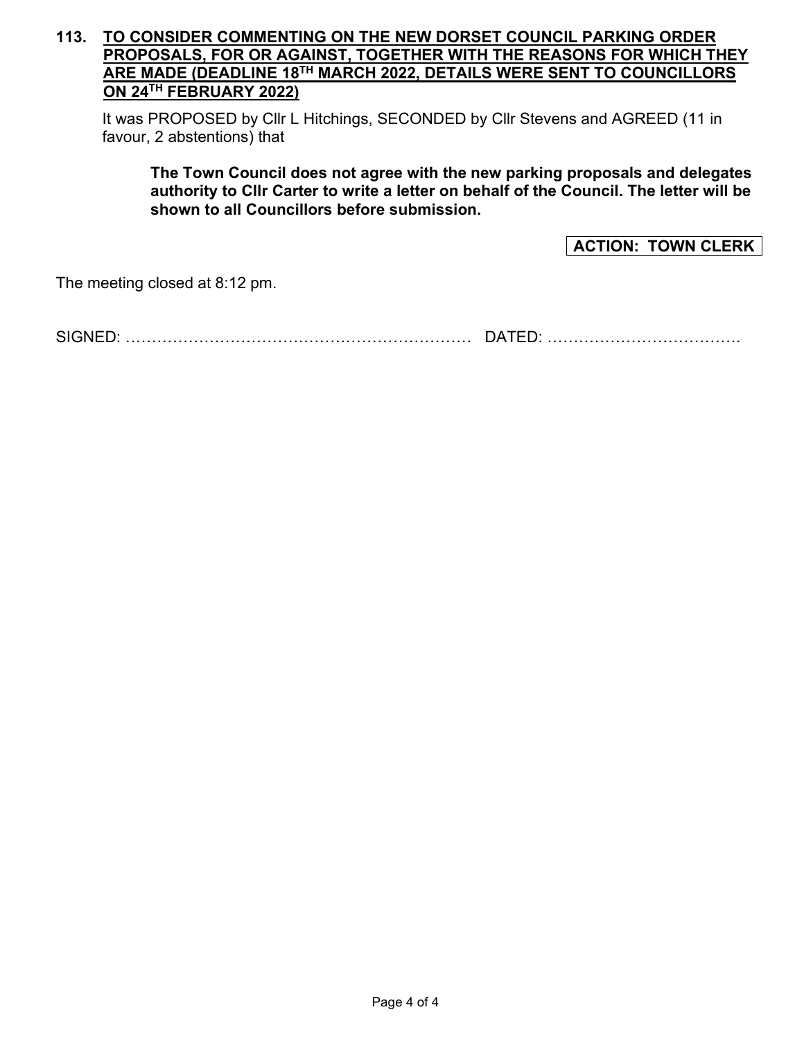**113. TO CONSIDER COMMENTING ON THE NEW DORSET COUNCIL PARKING ORDER PROPOSALS, FOR OR AGAINST, TOGETHER WITH THE REASONS FOR WHICH THEY ARE MADE (DEADLINE 18TH MARCH 2022, DETAILS WERE SENT TO COUNCILLORS ON 24TH FEBRUARY 2022)**

It was PROPOSED by Cllr L Hitchings, SECONDED by Cllr Stevens and AGREED (11 in favour, 2 abstentions) that

> **The Town Council does not agree with the new parking proposals and delegates authority to Cllr Carter to write a letter on behalf of the Council. The letter will be shown to all Councillors before submission.**

**ACTION: TOWN CLERK**

The meeting closed at 8:12 pm.

SIGNED: ………………………………………………………… DATED: ……………………………….